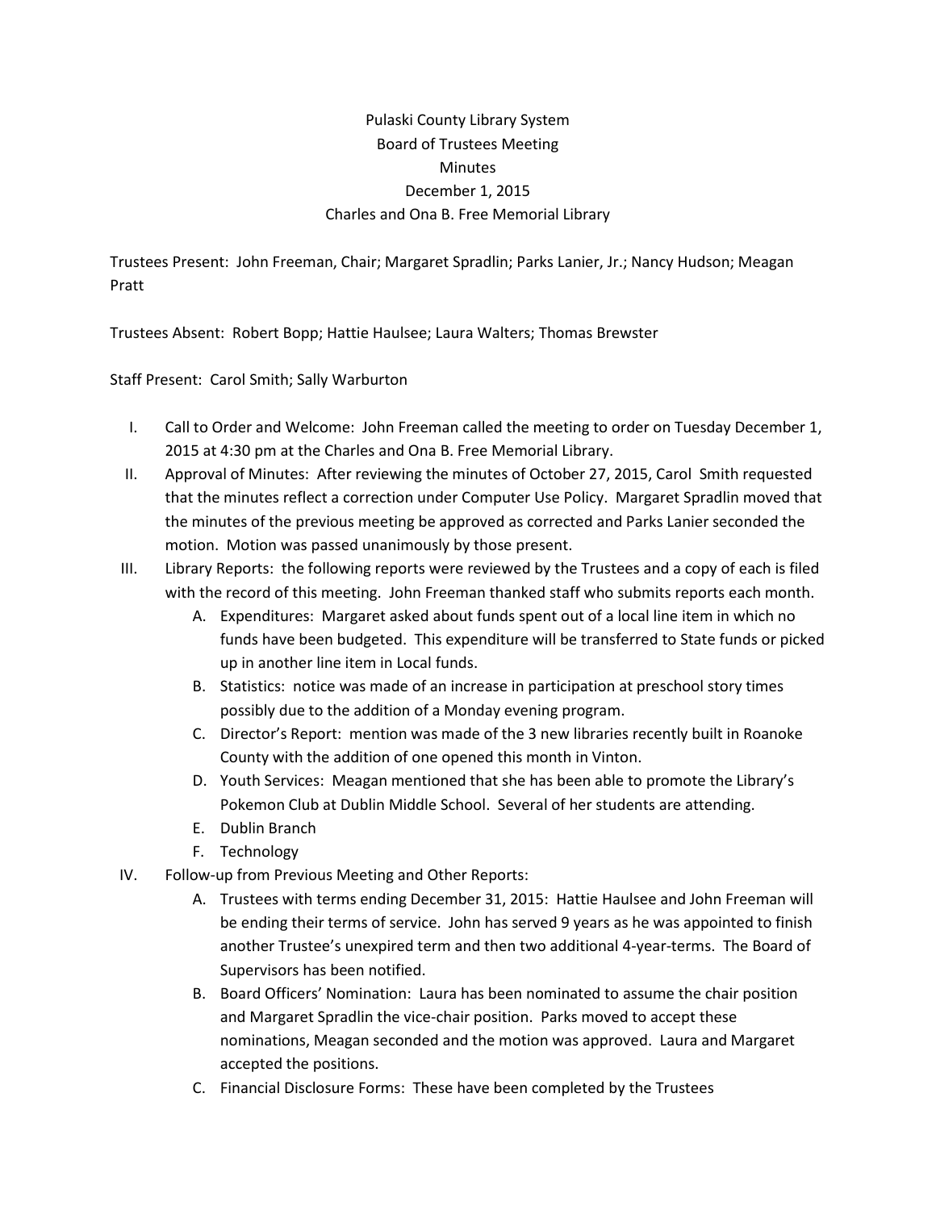Pulaski County Library System
Board of Trustees Meeting
Minutes
December 1, 2015
Charles and Ona B. Free Memorial Library

Trustees Present: John Freeman, Chair; Margaret Spradlin; Parks Lanier, Jr.; Nancy Hudson; Meagan Pratt

Trustees Absent: Robert Bopp; Hattie Haulsee; Laura Walters; Thomas Brewster

Staff Present: Carol Smith; Sally Warburton

I. Call to Order and Welcome: John Freeman called the meeting to order on Tuesday December 1, 2015 at 4:30 pm at the Charles and Ona B. Free Memorial Library.

II. Approval of Minutes: After reviewing the minutes of October 27, 2015, Carol Smith requested that the minutes reflect a correction under Computer Use Policy. Margaret Spradlin moved that the minutes of the previous meeting be approved as corrected and Parks Lanier seconded the motion. Motion was passed unanimously by those present.

III. Library Reports: the following reports were reviewed by the Trustees and a copy of each is filed with the record of this meeting. John Freeman thanked staff who submits reports each month.
   A. Expenditures: Margaret asked about funds spent out of a local line item in which no funds have been budgeted. This expenditure will be transferred to State funds or picked up in another line item in Local funds.
   B. Statistics: notice was made of an increase in participation at preschool story times possibly due to the addition of a Monday evening program.
   C. Director's Report: mention was made of the 3 new libraries recently built in Roanoke County with the addition of one opened this month in Vinton.
   D. Youth Services: Meagan mentioned that she has been able to promote the Library's Pokemon Club at Dublin Middle School. Several of her students are attending.
   E. Dublin Branch
   F. Technology

IV. Follow-up from Previous Meeting and Other Reports:
   A. Trustees with terms ending December 31, 2015: Hattie Haulsee and John Freeman will be ending their terms of service. John has served 9 years as he was appointed to finish another Trustee's unexpired term and then two additional 4-year-terms. The Board of Supervisors has been notified.
   B. Board Officers' Nomination: Laura has been nominated to assume the chair position and Margaret Spradlin the vice-chair position. Parks moved to accept these nominations, Meagan seconded and the motion was approved. Laura and Margaret accepted the positions.
   C. Financial Disclosure Forms: These have been completed by the Trustees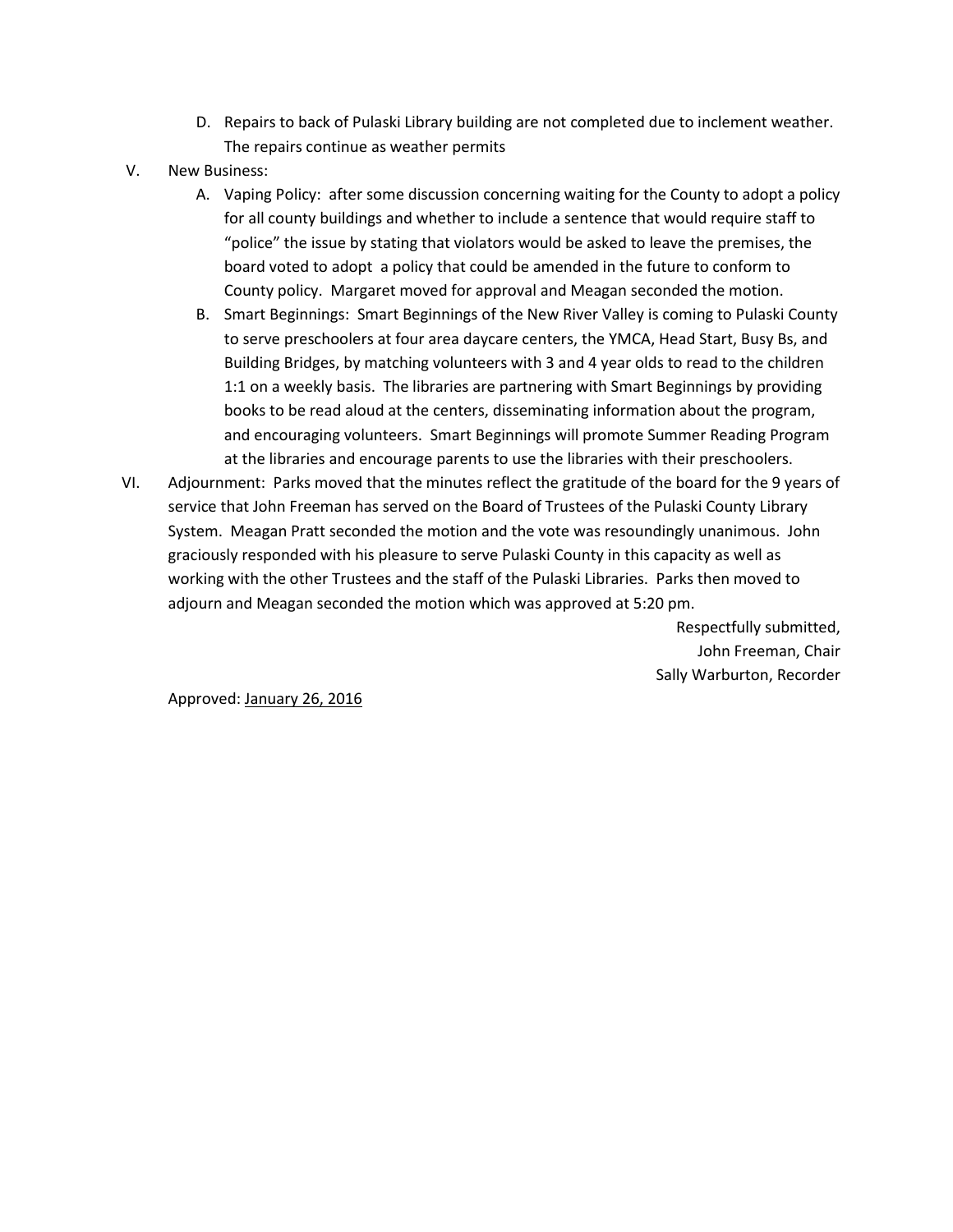D. Repairs to back of Pulaski Library building are not completed due to inclement weather. The repairs continue as weather permits

V. New Business:

   A. Vaping Policy: after some discussion concerning waiting for the County to adopt a policy for all county buildings and whether to include a sentence that would require staff to "police" the issue by stating that violators would be asked to leave the premises, the board voted to adopt a policy that could be amended in the future to conform to County policy. Margaret moved for approval and Meagan seconded the motion.

   B. Smart Beginnings: Smart Beginnings of the New River Valley is coming to Pulaski County to serve preschoolers at four area daycare centers, the YMCA, Head Start, Busy Bs, and Building Bridges, by matching volunteers with 3 and 4 year olds to read to the children 1:1 on a weekly basis. The libraries are partnering with Smart Beginnings by providing books to be read aloud at the centers, disseminating information about the program, and encouraging volunteers. Smart Beginnings will promote Summer Reading Program at the libraries and encourage parents to use the libraries with their preschoolers.

VI. Adjournment: Parks moved that the minutes reflect the gratitude of the board for the 9 years of service that John Freeman has served on the Board of Trustees of the Pulaski County Library System. Meagan Pratt seconded the motion and the vote was resoundingly unanimous. John graciously responded with his pleasure to serve Pulaski County in this capacity as well as working with the other Trustees and the staff of the Pulaski Libraries. Parks then moved to adjourn and Meagan seconded the motion which was approved at 5:20 pm.

Respectfully submitted,
John Freeman, Chair
Sally Warburton, Recorder

Approved: January 26, 2016